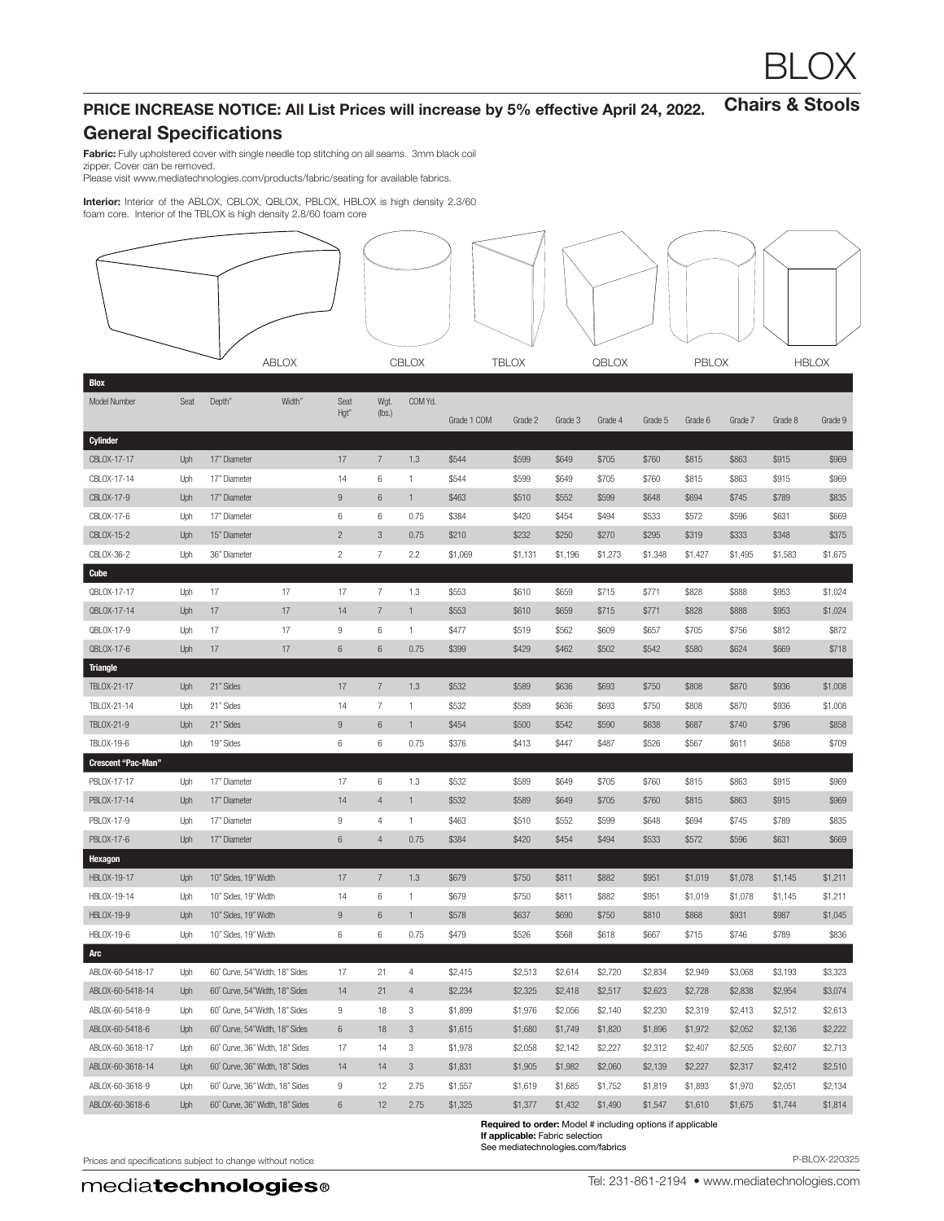# BLOX

## Chairs & Stools

**PRICE INCREASE NOTICE: All List Prices will increase by 5% effective April 24, 2022.**

## General Specifications

**Fabric:** Fully upholstered cover with single needle top stitching on all seams. 3mm black coil zipper. Cover can be removed.
Please visit www.mediatechnologies.com/products/fabric/seating for available fabrics.

**Interior:** Interior of the ABLOX, CBLOX, QBLOX, PBLOX, HBLOX is high density 2.3/60 foam core. Interior of the TBLOX is high density 2.8/60 foam core

ABLOX CBLOX TBLOX QBLOX PBLOX HBLOX

| Blox | | | | | | | | | | | | | | | | |
|---|---|---|---|---|---|---|---|---|---|---|---|---|---|---|---|---|
| Model Number | Seat | Depth" | Width" | Seat Hgt" | Wgt. (lbs.) | COM Yd. | Grade 1 COM | Grade 2 | Grade 3 | Grade 4 | Grade 5 | Grade 6 | Grade 7 | Grade 8 | Grade 9 |
| **Cylinder** | | | | | | | | | | | | | | | |
| CBLOX-17-17 | Uph | 17" Diameter | | 17 | 7 | 1.3 | $544 | $599 | $649 | $705 | $760 | $815 | $863 | $915 | $969 |
| CBLOX-17-14 | Uph | 17" Diameter | | 14 | 6 | 1 | $544 | $599 | $649 | $705 | $760 | $815 | $863 | $915 | $969 |
| CBLOX-17-9 | Uph | 17" Diameter | | 9 | 6 | 1 | $463 | $510 | $552 | $599 | $648 | $694 | $745 | $789 | $835 |
| CBLOX-17-6 | Uph | 17" Diameter | | 6 | 6 | 0.75 | $384 | $420 | $454 | $494 | $533 | $572 | $596 | $631 | $669 |
| CBLOX-15-2 | Uph | 15" Diameter | | 2 | 3 | 0.75 | $210 | $232 | $250 | $270 | $295 | $319 | $333 | $348 | $375 |
| CBLOX-36-2 | Uph | 36" Diameter | | 2 | 7 | 2.2 | $1,069 | $1,131 | $1,196 | $1,273 | $1,348 | $1,427 | $1,495 | $1,583 | $1,675 |
| **Cube** | | | | | | | | | | | | | | | |
| QBLOX-17-17 | Uph | 17 | 17 | 17 | 7 | 1.3 | $553 | $610 | $659 | $715 | $771 | $828 | $888 | $953 | $1,024 |
| QBLOX-17-14 | Uph | 17 | 17 | 14 | 7 | 1 | $553 | $610 | $659 | $715 | $771 | $828 | $888 | $953 | $1,024 |
| QBLOX-17-9 | Uph | 17 | 17 | 9 | 6 | 1 | $477 | $519 | $562 | $609 | $657 | $705 | $756 | $812 | $872 |
| QBLOX-17-6 | Uph | 17 | 17 | 6 | 6 | 0.75 | $399 | $429 | $462 | $502 | $542 | $580 | $624 | $669 | $718 |
| **Triangle** | | | | | | | | | | | | | | | |
| TBLOX-21-17 | Uph | 21" Sides | | 17 | 7 | 1.3 | $532 | $589 | $636 | $693 | $750 | $808 | $870 | $936 | $1,008 |
| TBLOX-21-14 | Uph | 21" Sides | | 14 | 7 | 1 | $532 | $589 | $636 | $693 | $750 | $808 | $870 | $936 | $1,008 |
| TBLOX-21-9 | Uph | 21" Sides | | 9 | 6 | 1 | $454 | $500 | $542 | $590 | $638 | $687 | $740 | $796 | $858 |
| TBLOX-19-6 | Uph | 19" Sides | | 6 | 6 | 0.75 | $376 | $413 | $447 | $487 | $526 | $567 | $611 | $658 | $709 |
| **Crescent "Pac-Man"** | | | | | | | | | | | | | | | |
| PBLOX-17-17 | Uph | 17" Diameter | | 17 | 6 | 1.3 | $532 | $589 | $649 | $705 | $760 | $815 | $863 | $915 | $969 |
| PBLOX-17-14 | Uph | 17" Diameter | | 14 | 4 | 1 | $532 | $589 | $649 | $705 | $760 | $815 | $863 | $915 | $969 |
| PBLOX-17-9 | Uph | 17" Diameter | | 9 | 4 | 1 | $463 | $510 | $552 | $599 | $648 | $694 | $745 | $789 | $835 |
| PBLOX-17-6 | Uph | 17" Diameter | | 6 | 4 | 0.75 | $384 | $420 | $454 | $494 | $533 | $572 | $596 | $631 | $669 |
| **Hexagon** | | | | | | | | | | | | | | | |
| HBLOX-19-17 | Uph | 10" Sides, 19" Width | | 17 | 7 | 1.3 | $679 | $750 | $811 | $882 | $951 | $1,019 | $1,078 | $1,145 | $1,211 |
| HBLOX-19-14 | Uph | 10" Sides, 19" Width | | 14 | 6 | 1 | $679 | $750 | $811 | $882 | $951 | $1,019 | $1,078 | $1,145 | $1,211 |
| HBLOX-19-9 | Uph | 10" Sides, 19" Width | | 9 | 6 | 1 | $578 | $637 | $690 | $750 | $810 | $868 | $931 | $987 | $1,045 |
| HBLOX-19-6 | Uph | 10" Sides, 19" Width | | 6 | 6 | 0.75 | $479 | $526 | $568 | $618 | $667 | $715 | $746 | $789 | $836 |
| **Arc** | | | | | | | | | | | | | | | |
| ABLOX-60-5418-17 | Uph | 60˚ Curve, 54"Width, 18" Sides | | 17 | 21 | 4 | $2,415 | $2,513 | $2,614 | $2,720 | $2,834 | $2,949 | $3,068 | $3,193 | $3,323 |
| ABLOX-60-5418-14 | Uph | 60˚ Curve, 54"Width, 18" Sides | | 14 | 21 | 4 | $2,234 | $2,325 | $2,418 | $2,517 | $2,623 | $2,728 | $2,838 | $2,954 | $3,074 |
| ABLOX-60-5418-9 | Uph | 60˚ Curve, 54"Width, 18" Sides | | 9 | 18 | 3 | $1,899 | $1,976 | $2,056 | $2,140 | $2,230 | $2,319 | $2,413 | $2,512 | $2,613 |
| ABLOX-60-5418-6 | Uph | 60˚ Curve, 54"Width, 18" Sides | | 6 | 18 | 3 | $1,615 | $1,680 | $1,749 | $1,820 | $1,896 | $1,972 | $2,052 | $2,136 | $2,222 |
| ABLOX-60-3618-17 | Uph | 60˚ Curve, 36" Width, 18" Sides | | 17 | 14 | 3 | $1,978 | $2,058 | $2,142 | $2,227 | $2,312 | $2,407 | $2,505 | $2,607 | $2,713 |
| ABLOX-60-3618-14 | Uph | 60˚ Curve, 36" Width, 18" Sides | | 14 | 14 | 3 | $1,831 | $1,905 | $1,982 | $2,060 | $2,139 | $2,227 | $2,317 | $2,412 | $2,510 |
| ABLOX-60-3618-9 | Uph | 60˚ Curve, 36" Width, 18" Sides | | 9 | 12 | 2.75 | $1,557 | $1,619 | $1,685 | $1,752 | $1,819 | $1,893 | $1,970 | $2,051 | $2,134 |
| ABLOX-60-3618-6 | Uph | 60˚ Curve, 36" Width, 18" Sides | | 6 | 12 | 2.75 | $1,325 | $1,377 | $1,432 | $1,490 | $1,547 | $1,610 | $1,675 | $1,744 | $1,814 |

**Required to order:** Model # including options if applicable
**If applicable:** Fabric selection
See mediatechnologies.com/fabrics

Prices and specifications subject to change without notice

P-BLOX-220325

mediatechnologies®

Tel: 231-861-2194 • www.mediatechnologies.com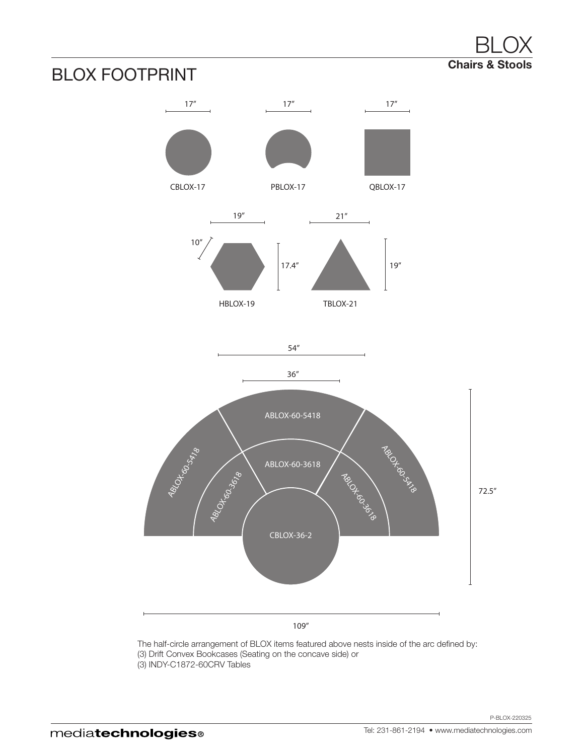# BLOX FOOTPRINT

17″

CBLOX-17

17″

PBLOX-17

17″

QBLOX-17

19″

10″

17.4″

HBLOX-19

21″

19″

TBLOX-21

54″

36″

ABLOX-60-5418

ABLOX-60-5418

ABLOX-60-5418

ABLOX-60-3618

ABLOX-60-3618

ABLOX-60-3618

CBLOX-36-2

72.5″

109″

The half-circle arrangement of BLOX items featured above nests inside of the arc defined by:
(3) Drift Convex Bookcases (Seating on the concave side) or
(3) INDY-C1872-60CRV Tables